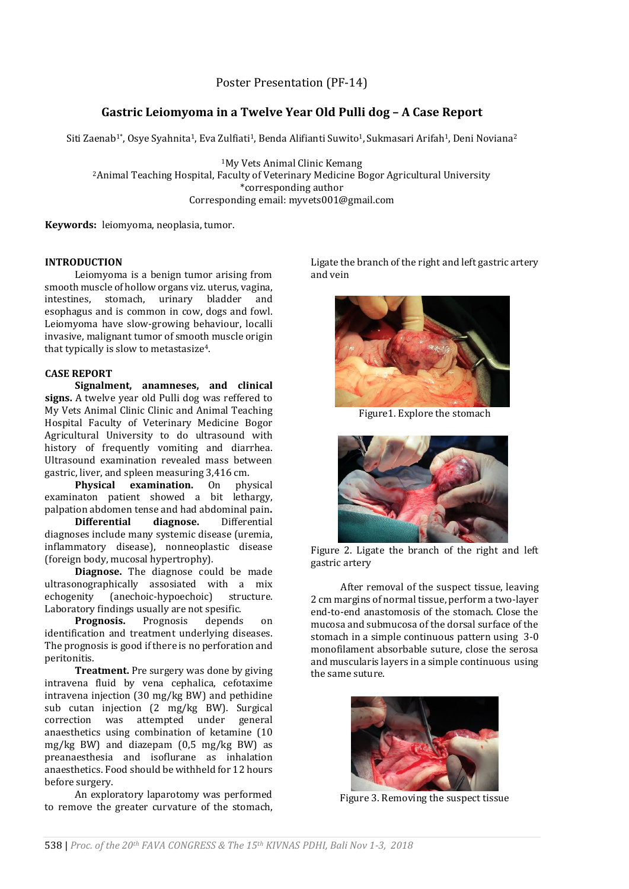Poster Presentation (PF-14)

# Gastric Leiomyoma in a Twelve Year Old Pulli dog – A Case Report

Siti Zaenab[1*], Osye Syahnita[1], Eva Zulfiati[1], Benda Alifianti Suwito[1], Sukmasari Arifah[1], Deni Noviana[2]

[1]My Vets Animal Clinic Kemang
[2]Animal Teaching Hospital, Faculty of Veterinary Medicine Bogor Agricultural University
*corresponding author
Corresponding email: myvets001@gmail.com

**Keywords:** leiomyoma, neoplasia, tumor.

## INTRODUCTION

Leiomyoma is a benign tumor arising from smooth muscle of hollow organs viz. uterus, vagina, intestines, stomach, urinary bladder and esophagus and is common in cow, dogs and fowl. Leiomyoma have slow-growing behaviour, localli invasive, malignant tumor of smooth muscle origin that typically is slow to metastasize[4].

## CASE REPORT

**Signalment, anamneses, and clinical signs.** A twelve year old Pulli dog was reffered to My Vets Animal Clinic Clinic and Animal Teaching Hospital Faculty of Veterinary Medicine Bogor Agricultural University to do ultrasound with history of frequently vomiting and diarrhea. Ultrasound examination revealed mass between gastric, liver, and spleen measuring 3,416 cm.

**Physical examination.** On physical examinaton patient showed a bit lethargy, palpation abdomen tense and had abdominal pain**.**

**Differential diagnose.** Differential diagnoses include many systemic disease (uremia, inflammatory disease), nonneoplastic disease (foreign body, mucosal hypertrophy).

**Diagnose.** The diagnose could be made ultrasonographically assosiated with a mix echogenity (anechoic-hypoechoic) structure. Laboratory findings usually are not spesific.

**Prognosis.** Prognosis depends on identification and treatment underlying diseases. The prognosis is good if there is no perforation and peritonitis.

**Treatment.** Pre surgery was done by giving intravena fluid by vena cephalica, cefotaxime intravena injection (30 mg/kg BW) and pethidine sub cutan injection (2 mg/kg BW). Surgical correction was attempted under general anaesthetics using combination of ketamine (10 mg/kg BW) and diazepam (0,5 mg/kg BW) as preanaesthesia and isoflurane as inhalation anaesthetics. Food should be withheld for 12 hours before surgery.

An exploratory laparotomy was performed to remove the greater curvature of the stomach, Ligate the branch of the right and left gastric artery and vein

Figure1. Explore the stomach

Figure 2. Ligate the branch of the right and left gastric artery

After removal of the suspect tissue, leaving 2 cm margins of normal tissue, perform a two-layer end-to-end anastomosis of the stomach. Close the mucosa and submucosa of the dorsal surface of the stomach in a simple continuous pattern using 3-0 monofilament absorbable suture, close the serosa and muscularis layers in a simple continuous using the same suture.

Figure 3. Removing the suspect tissue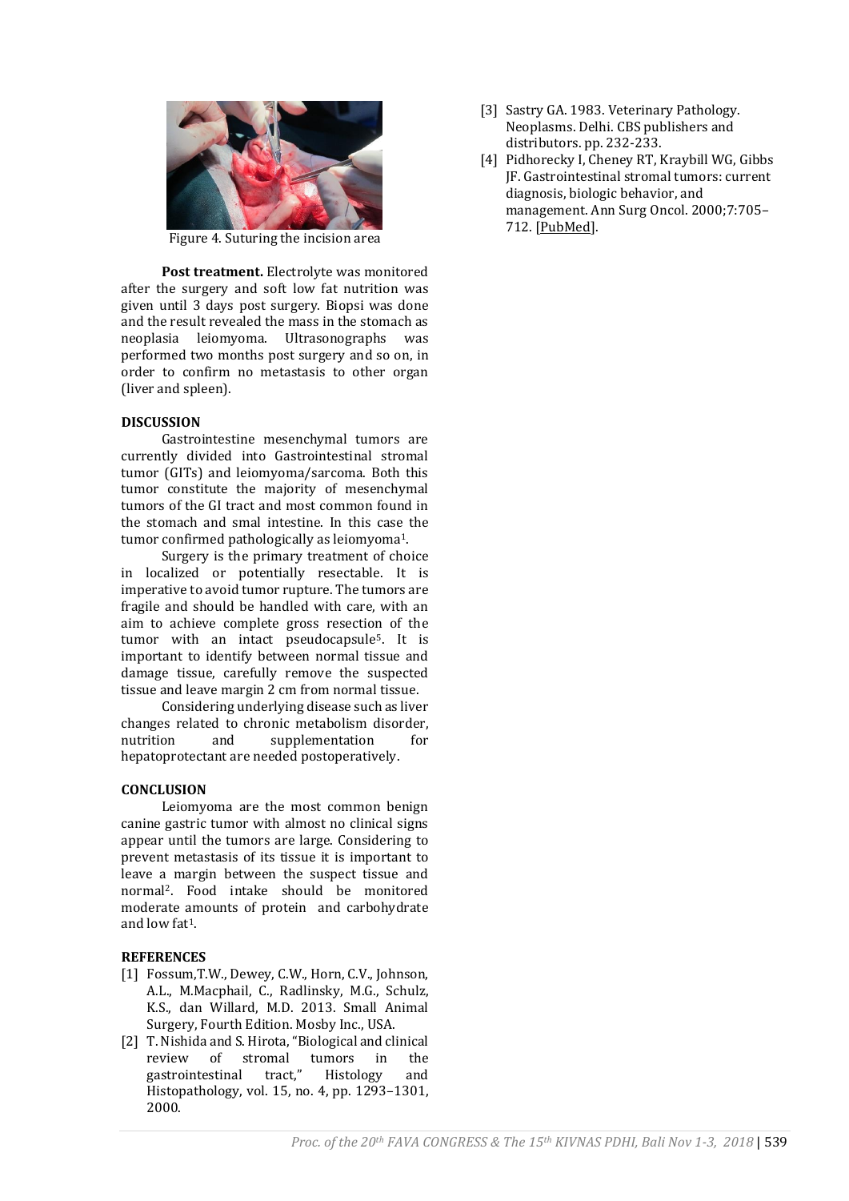Figure 4. Suturing the incision area

**Post treatment.** Electrolyte was monitored after the surgery and soft low fat nutrition was given until 3 days post surgery. Biopsi was done and the result revealed the mass in the stomach as neoplasia leiomyoma. Ultrasonographs was performed two months post surgery and so on, in order to confirm no metastasis to other organ (liver and spleen).

## DISCUSSION

Gastrointestine mesenchymal tumors are currently divided into Gastrointestinal stromal tumor (GITs) and leiomyoma/sarcoma. Both this tumor constitute the majority of mesenchymal tumors of the GI tract and most common found in the stomach and smal intestine. In this case the tumor confirmed pathologically as leiomyoma[1].

Surgery is the primary treatment of choice in localized or potentially resectable. It is imperative to avoid tumor rupture. The tumors are fragile and should be handled with care, with an aim to achieve complete gross resection of the tumor with an intact pseudocapsule[5]. It is important to identify between normal tissue and damage tissue, carefully remove the suspected tissue and leave margin 2 cm from normal tissue.

Considering underlying disease such as liver changes related to chronic metabolism disorder, nutrition and supplementation for hepatoprotectant are needed postoperatively.

## CONCLUSION

Leiomyoma are the most common benign canine gastric tumor with almost no clinical signs appear until the tumors are large. Considering to prevent metastasis of its tissue it is important to leave a margin between the suspect tissue and normal[2]. Food intake should be monitored moderate amounts of protein and carbohydrate and low fat[1].

## REFERENCES

[1] Fossum,T.W., Dewey, C.W., Horn, C.V., Johnson, A.L., M.Macphail, C., Radlinsky, M.G., Schulz, K.S., dan Willard, M.D. 2013. Small Animal Surgery, Fourth Edition. Mosby Inc., USA.

[2] T. Nishida and S. Hirota, "Biological and clinical review of stromal tumors in the gastrointestinal tract," Histology and Histopathology, vol. 15, no. 4, pp. 1293–1301, 2000.

[3] Sastry GA. 1983. Veterinary Pathology. Neoplasms. Delhi. CBS publishers and distributors. pp. 232-233.

[4] Pidhorecky I, Cheney RT, Kraybill WG, Gibbs JF. Gastrointestinal stromal tumors: current diagnosis, biologic behavior, and management. Ann Surg Oncol. 2000;7:705–712. [PubMed].